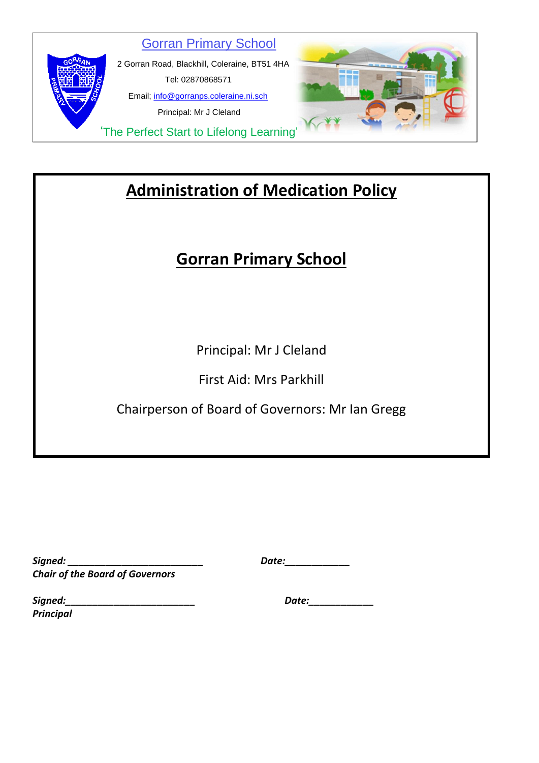Gorran Primary School

2 Gorran Road, Blackhill, Coleraine, BT51 4HA

Tel: 02870868571

Email; info@gorranps.coleraine.ni.sch

Principal: Mr J Cleland

'The Perfect Start to Lifelong Learning'

# Administration of Medication Policy

# Gorran Primary School

Principal: Mr J Cleland

First Aid: Mrs Parkhill

Chairperson of Board of Governors: Mr Ian Gregg

***Signed: ___________________________*** ***Date:____________***
***Chair of the Board of Governors***

***Signed:__________________________*** ***Date:____________***
***Principal***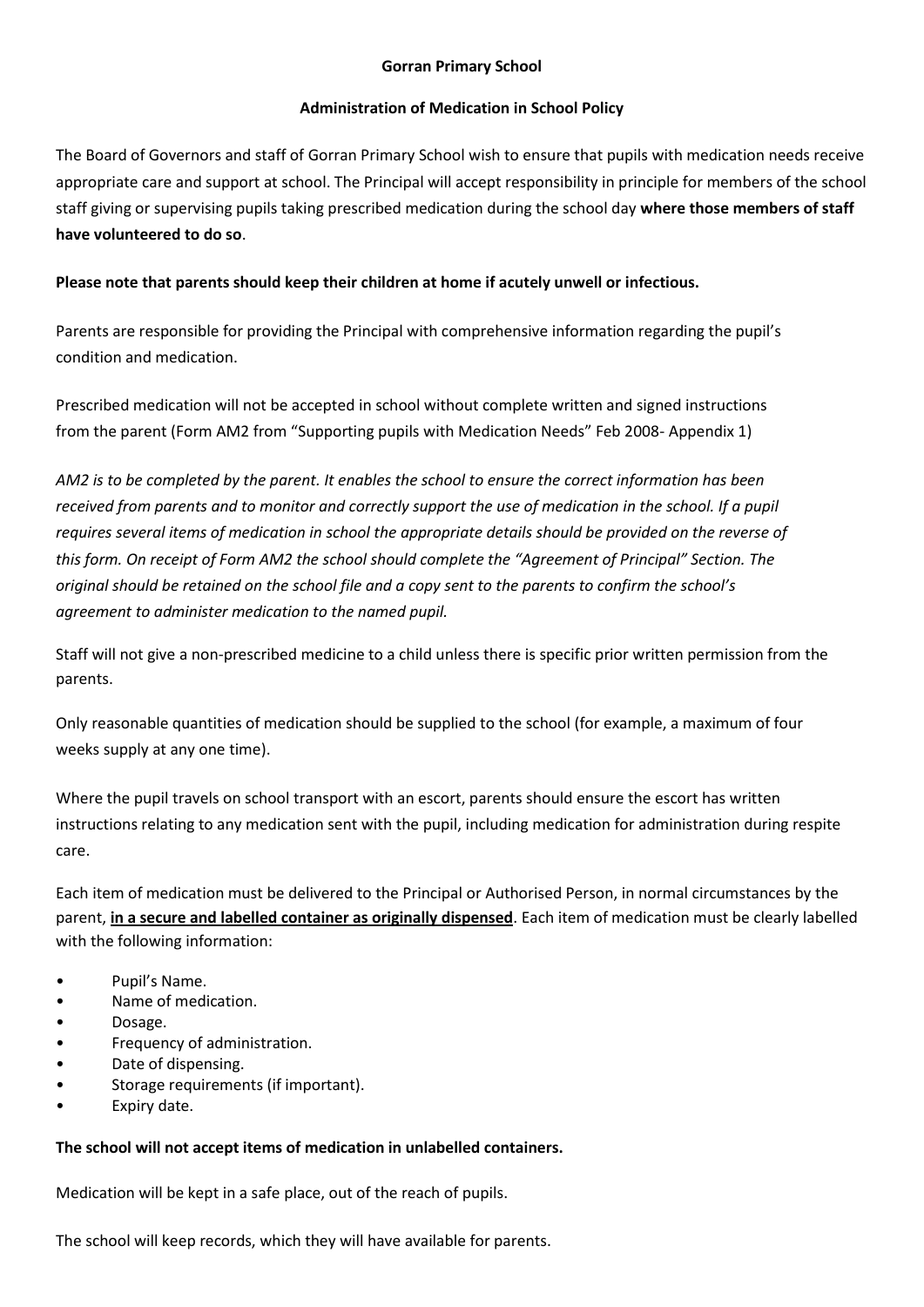**Gorran Primary School**

**Administration of Medication in School Policy**

The Board of Governors and staff of Gorran Primary School wish to ensure that pupils with medication needs receive appropriate care and support at school. The Principal will accept responsibility in principle for members of the school staff giving or supervising pupils taking prescribed medication during the school day **where those members of staff have volunteered to do so**.

**Please note that parents should keep their children at home if acutely unwell or infectious.**

Parents are responsible for providing the Principal with comprehensive information regarding the pupil's condition and medication.

Prescribed medication will not be accepted in school without complete written and signed instructions from the parent (Form AM2 from "Supporting pupils with Medication Needs" Feb 2008- Appendix 1)

*AM2 is to be completed by the parent. It enables the school to ensure the correct information has been received from parents and to monitor and correctly support the use of medication in the school. If a pupil requires several items of medication in school the appropriate details should be provided on the reverse of this form. On receipt of Form AM2 the school should complete the "Agreement of Principal" Section. The original should be retained on the school file and a copy sent to the parents to confirm the school's agreement to administer medication to the named pupil.*

Staff will not give a non-prescribed medicine to a child unless there is specific prior written permission from the parents.

Only reasonable quantities of medication should be supplied to the school (for example, a maximum of four weeks supply at any one time).

Where the pupil travels on school transport with an escort, parents should ensure the escort has written instructions relating to any medication sent with the pupil, including medication for administration during respite care.

Each item of medication must be delivered to the Principal or Authorised Person, in normal circumstances by the parent, **<u>in a secure and labelled container as originally dispensed</u>**. Each item of medication must be clearly labelled with the following information:

- Pupil's Name.
- Name of medication.
- Dosage.
- Frequency of administration.
- Date of dispensing.
- Storage requirements (if important).
- Expiry date.

**The school will not accept items of medication in unlabelled containers.**

Medication will be kept in a safe place, out of the reach of pupils.

The school will keep records, which they will have available for parents.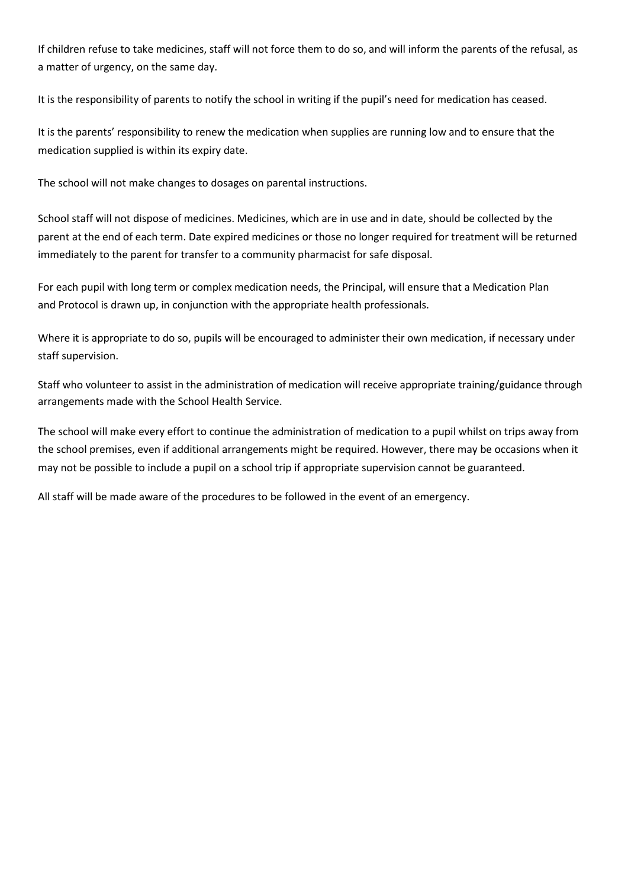If children refuse to take medicines, staff will not force them to do so, and will inform the parents of the refusal, as a matter of urgency, on the same day.

It is the responsibility of parents to notify the school in writing if the pupil's need for medication has ceased.

It is the parents' responsibility to renew the medication when supplies are running low and to ensure that the medication supplied is within its expiry date.

The school will not make changes to dosages on parental instructions.

School staff will not dispose of medicines. Medicines, which are in use and in date, should be collected by the parent at the end of each term. Date expired medicines or those no longer required for treatment will be returned immediately to the parent for transfer to a community pharmacist for safe disposal.

For each pupil with long term or complex medication needs, the Principal, will ensure that a Medication Plan and Protocol is drawn up, in conjunction with the appropriate health professionals.

Where it is appropriate to do so, pupils will be encouraged to administer their own medication, if necessary under staff supervision.

Staff who volunteer to assist in the administration of medication will receive appropriate training/guidance through arrangements made with the School Health Service.

The school will make every effort to continue the administration of medication to a pupil whilst on trips away from the school premises, even if additional arrangements might be required. However, there may be occasions when it may not be possible to include a pupil on a school trip if appropriate supervision cannot be guaranteed.

All staff will be made aware of the procedures to be followed in the event of an emergency.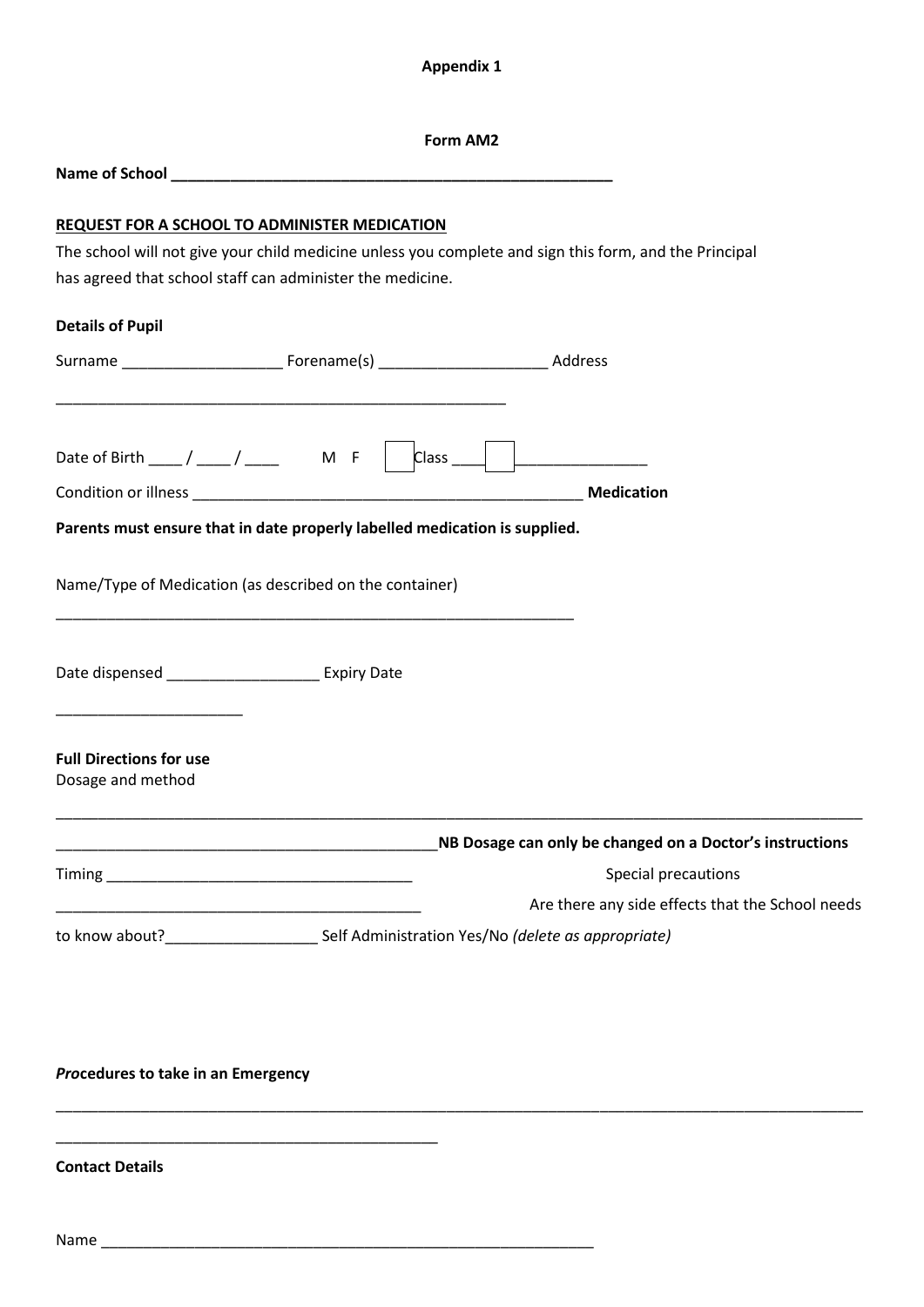Appendix 1

**Form AM2**

**Name of School** ____________________________________________________

**REQUEST FOR A SCHOOL TO ADMINISTER MEDICATION**

The school will not give your child medicine unless you complete and sign this form, and the Principal has agreed that school staff can administer the medicine.

**Details of Pupil**

Surname ___________________ Forename(s) ____________________ Address

________________________________________________________

Date of Birth ____ / ____ / ____ M F Class ________________

Condition or illness ______________________________________________ **Medication**

**Parents must ensure that in date properly labelled medication is supplied.**

Name/Type of Medication (as described on the container)

________________________________________________________________

Date dispensed __________________ Expiry Date

______________________

**Full Directions for use**

Dosage and method

____________________________________________________________________________________________________

_______________________________________________**NB Dosage can only be changed on a Doctor's instructions**

Timing ______________________________________ Special precautions

_____________________________________________ Are there any side effects that the School needs

to know about?__________________ Self Administration Yes/No *(delete as appropriate)*

***Pro*cedures to take in an Emergency**

____________________________________________________________________________________________________

_______________________________________________

**Contact Details**

Name ____________________________________________________________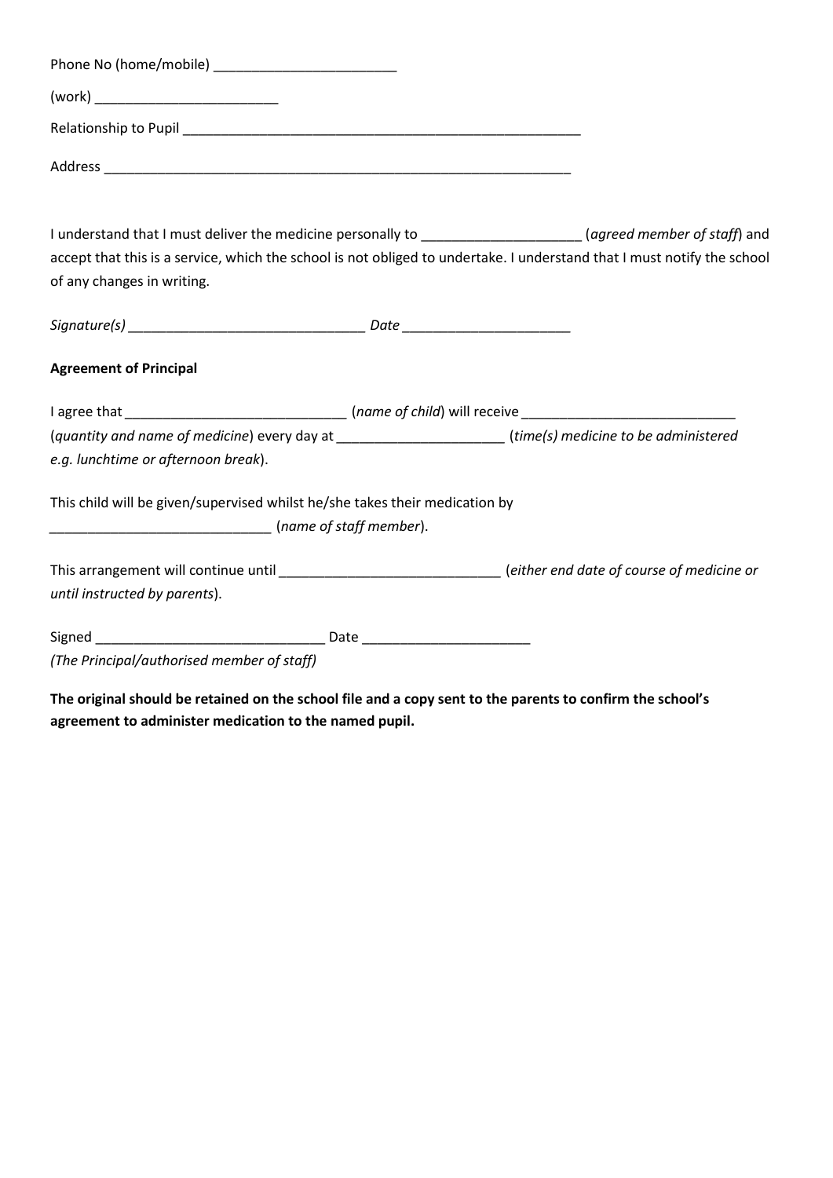Phone No (home/mobile) ________________________

(work) ________________________

Relationship to Pupil ______________________________________________________

Address ______________________________________________________________

I understand that I must deliver the medicine personally to ____________________ (*agreed member of staff*) and accept that this is a service, which the school is not obliged to undertake. I understand that I must notify the school of any changes in writing.

*Signature(s)* ______________________________ *Date* _____________________

**Agreement of Principal**

I agree that ____________________________ (*name of child*) will receive ___________________________ (*quantity and name of medicine*) every day at _____________________ (*time(s) medicine to be administered e.g. lunchtime or afternoon break*).

This child will be given/supervised whilst he/she takes their medication by ____________________________ (*name of staff member*).

This arrangement will continue until ____________________________ (*either end date of course of medicine or until instructed by parents*).

Signed _____________________________ Date _____________________

*(The Principal/authorised member of staff)*

**The original should be retained on the school file and a copy sent to the parents to confirm the school's agreement to administer medication to the named pupil.**